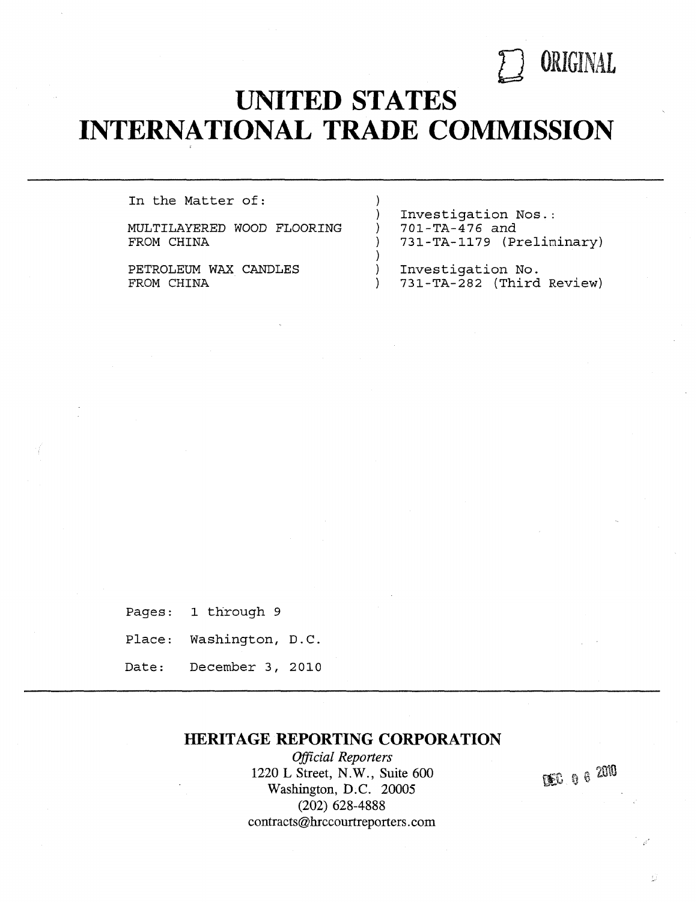ORIGINAL

# UNITED STATES INTERNATIONAL TRADE COMMISSION

| In the Matter of: | | |
|---|---|---|
| | ) | Investigation Nos.: |
| MULTILAYERED WOOD FLOORING | ) | 701-TA-476 and |
| FROM CHINA | ) | 731-TA-1179 (Preliminary) |
| | ) | |
| PETROLEUM WAX CANDLES | ) | Investigation No. |
| FROM CHINA | ) | 731-TA-282 (Third Review) |

Pages: 1 through 9

Place: Washington, D.C.

Date: December 3, 2010

## HERITAGE REPORTING CORPORATION

*Official Reporters*

1220 L Street, N.W., Suite 600

Washington, D.C. 20005

(202) 628-4888

contracts@hrccourtreporters.com

DEC 0 6 2010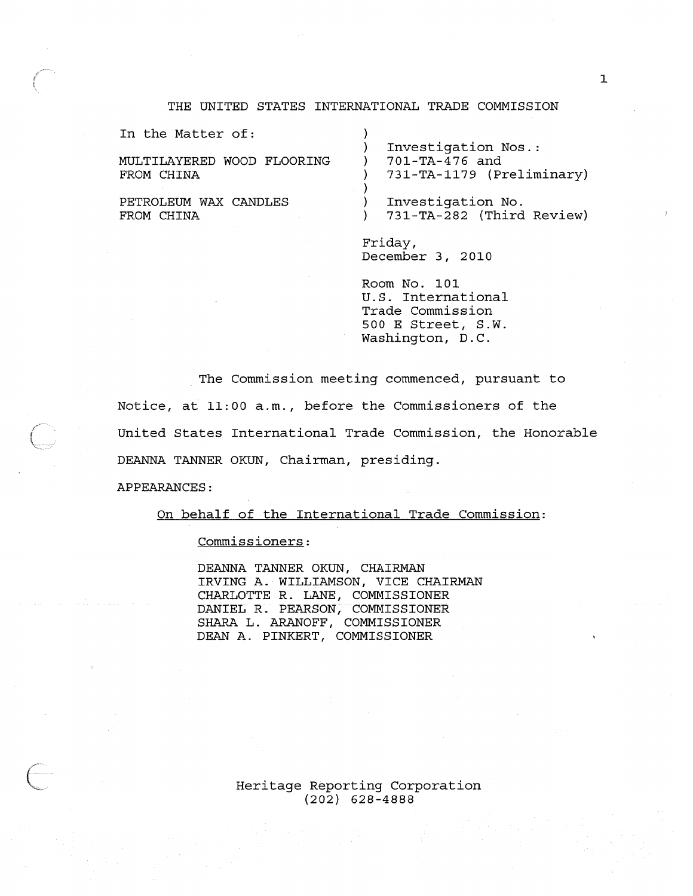THE UNITED STATES INTERNATIONAL TRADE COMMISSION

| In the Matter of: | |
|---|---|
| | Investigation Nos.: |
| MULTILAYERED WOOD FLOORING FROM CHINA | 701-TA-476 and 731-TA-1179 (Preliminary) |
| PETROLEUM WAX CANDLES FROM CHINA | Investigation No. 731-TA-282 (Third Review) |

Friday,
December 3, 2010

Room No. 101
U.S. International
Trade Commission
500 E Street, S.W.
Washington, D.C.

The Commission meeting commenced, pursuant to Notice, at 11:00 a.m., before the Commissioners of the United States International Trade Commission, the Honorable DEANNA TANNER OKUN, Chairman, presiding.

APPEARANCES:

On behalf of the International Trade Commission:

Commissioners:

DEANNA TANNER OKUN, CHAIRMAN
IRVING A. WILLIAMSON, VICE CHAIRMAN
CHARLOTTE R. LANE, COMMISSIONER
DANIEL R. PEARSON, COMMISSIONER
SHARA L. ARANOFF, COMMISSIONER
DEAN A. PINKERT, COMMISSIONER

Heritage Reporting Corporation
(202) 628-4888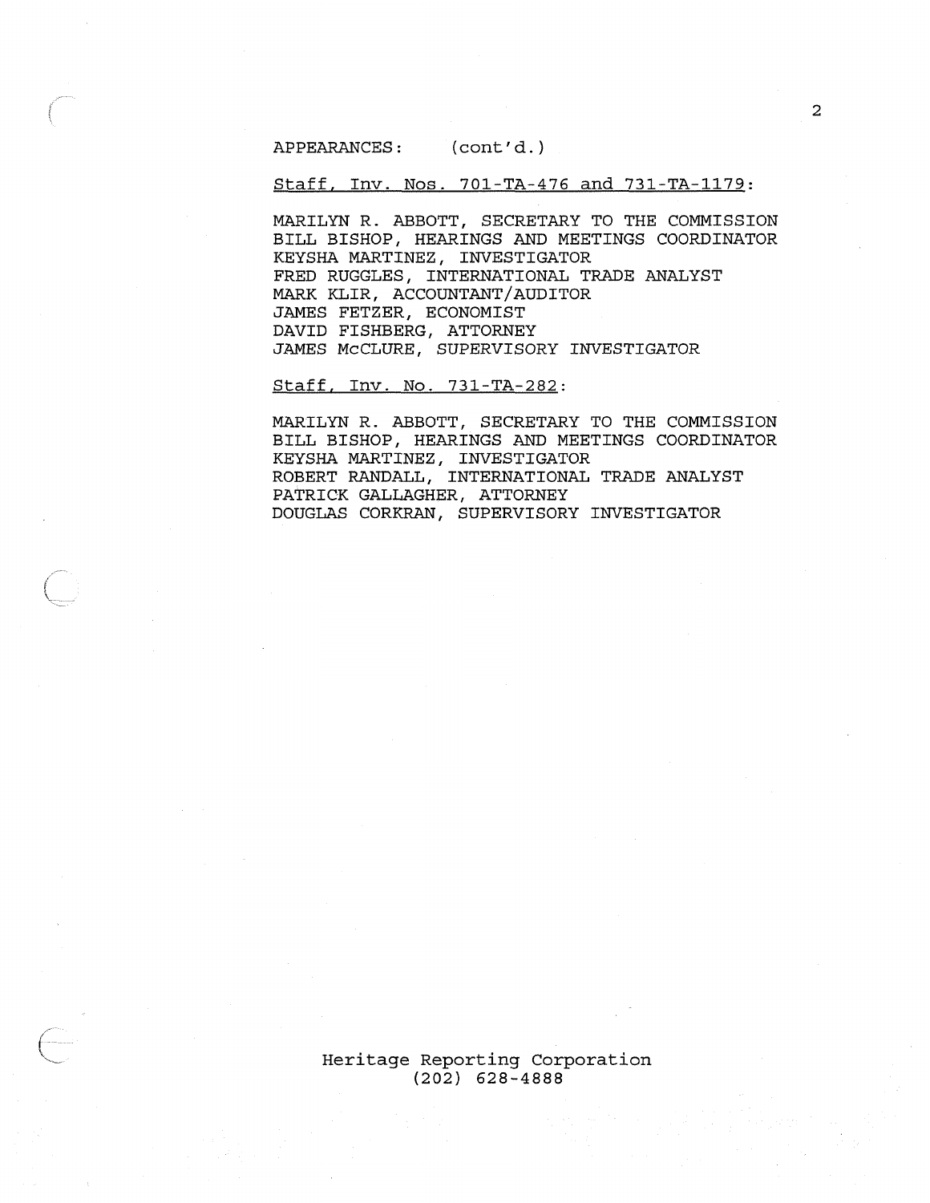APPEARANCES: (cont'd.)

Staff, Inv. Nos. 701-TA-476 and 731-TA-1179:

MARILYN R. ABBOTT, SECRETARY TO THE COMMISSION
BILL BISHOP, HEARINGS AND MEETINGS COORDINATOR
KEYSHA MARTINEZ, INVESTIGATOR
FRED RUGGLES, INTERNATIONAL TRADE ANALYST
MARK KLIR, ACCOUNTANT/AUDITOR
JAMES FETZER, ECONOMIST
DAVID FISHBERG, ATTORNEY
JAMES McCLURE, SUPERVISORY INVESTIGATOR

Staff, Inv. No. 731-TA-282:

MARILYN R. ABBOTT, SECRETARY TO THE COMMISSION
BILL BISHOP, HEARINGS AND MEETINGS COORDINATOR
KEYSHA MARTINEZ, INVESTIGATOR
ROBERT RANDALL, INTERNATIONAL TRADE ANALYST
PATRICK GALLAGHER, ATTORNEY
DOUGLAS CORKRAN, SUPERVISORY INVESTIGATOR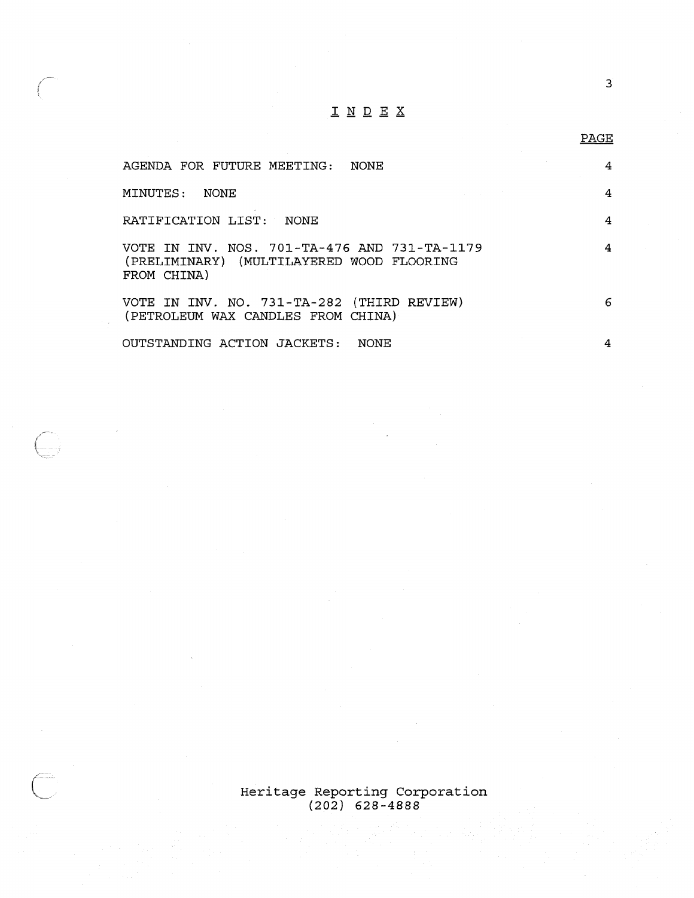# I N D E X

| | PAGE |
|---|---|
| AGENDA FOR FUTURE MEETING: NONE | 4 |
| MINUTES: NONE | 4 |
| RATIFICATION LIST: NONE | 4 |
| VOTE IN INV. NOS. 701-TA-476 AND 731-TA-1179 (PRELIMINARY) (MULTILAYERED WOOD FLOORING FROM CHINA) | 4 |
| VOTE IN INV. NO. 731-TA-282 (THIRD REVIEW) (PETROLEUM WAX CANDLES FROM CHINA) | 6 |
| OUTSTANDING ACTION JACKETS: NONE | 4 |

Heritage Reporting Corporation
(202) 628-4888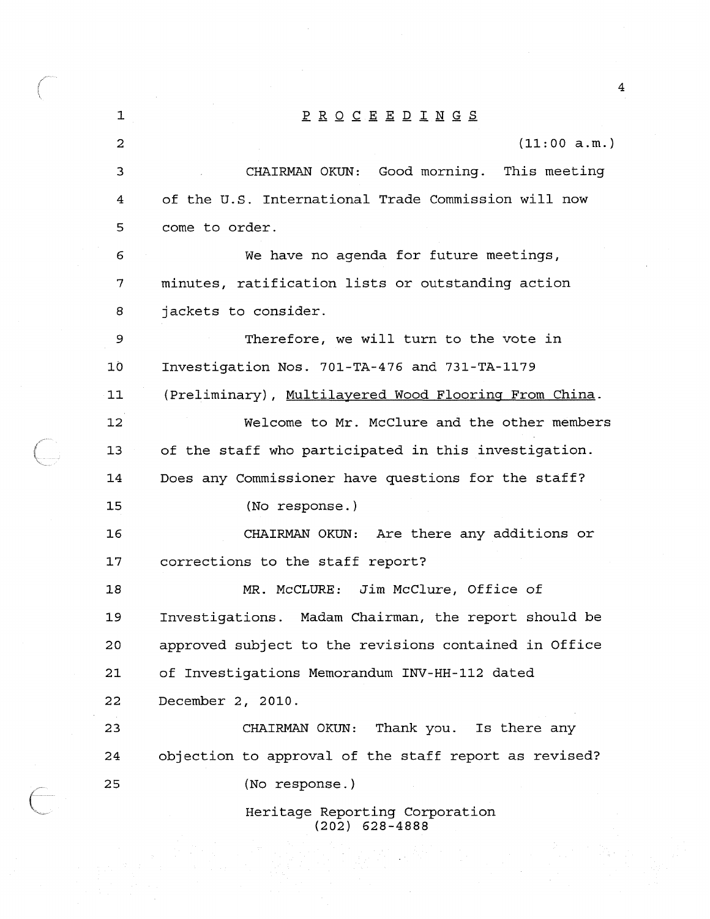# P R O C E E D I N G S

(11:00 a.m.)

CHAIRMAN OKUN: Good morning. This meeting of the U.S. International Trade Commission will now come to order.

We have no agenda for future meetings, minutes, ratification lists or outstanding action jackets to consider.

Therefore, we will turn to the vote in Investigation Nos. 701-TA-476 and 731-TA-1179 (Preliminary), Multilayered Wood Flooring From China.

Welcome to Mr. McClure and the other members of the staff who participated in this investigation. Does any Commissioner have questions for the staff?

(No response.)

CHAIRMAN OKUN: Are there any additions or corrections to the staff report?

MR. McCLURE: Jim McClure, Office of Investigations. Madam Chairman, the report should be approved subject to the revisions contained in Office of Investigations Memorandum INV-HH-112 dated December 2, 2010.

CHAIRMAN OKUN: Thank you. Is there any objection to approval of the staff report as revised?

(No response.)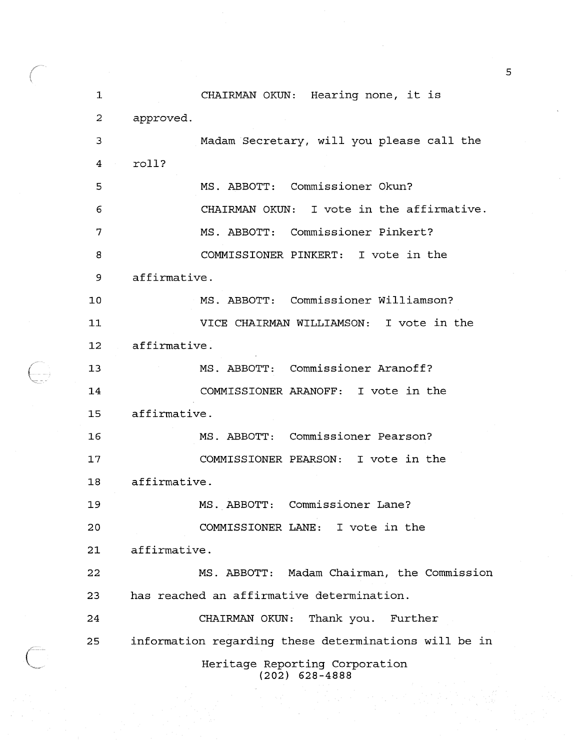CHAIRMAN OKUN: Hearing none, it is approved.

Madam Secretary, will you please call the roll?

MS. ABBOTT: Commissioner Okun?

CHAIRMAN OKUN: I vote in the affirmative.

MS. ABBOTT: Commissioner Pinkert?

COMMISSIONER PINKERT: I vote in the affirmative.

MS. ABBOTT: Commissioner Williamson?

VICE CHAIRMAN WILLIAMSON: I vote in the affirmative.

MS. ABBOTT: Commissioner Aranoff?

COMMISSIONER ARANOFF: I vote in the affirmative.

MS. ABBOTT: Commissioner Pearson?

COMMISSIONER PEARSON: I vote in the affirmative.

MS. ABBOTT: Commissioner Lane?

COMMISSIONER LANE: I vote in the affirmative.

MS. ABBOTT: Madam Chairman, the Commission has reached an affirmative determination.

CHAIRMAN OKUN: Thank you. Further information regarding these determinations will be in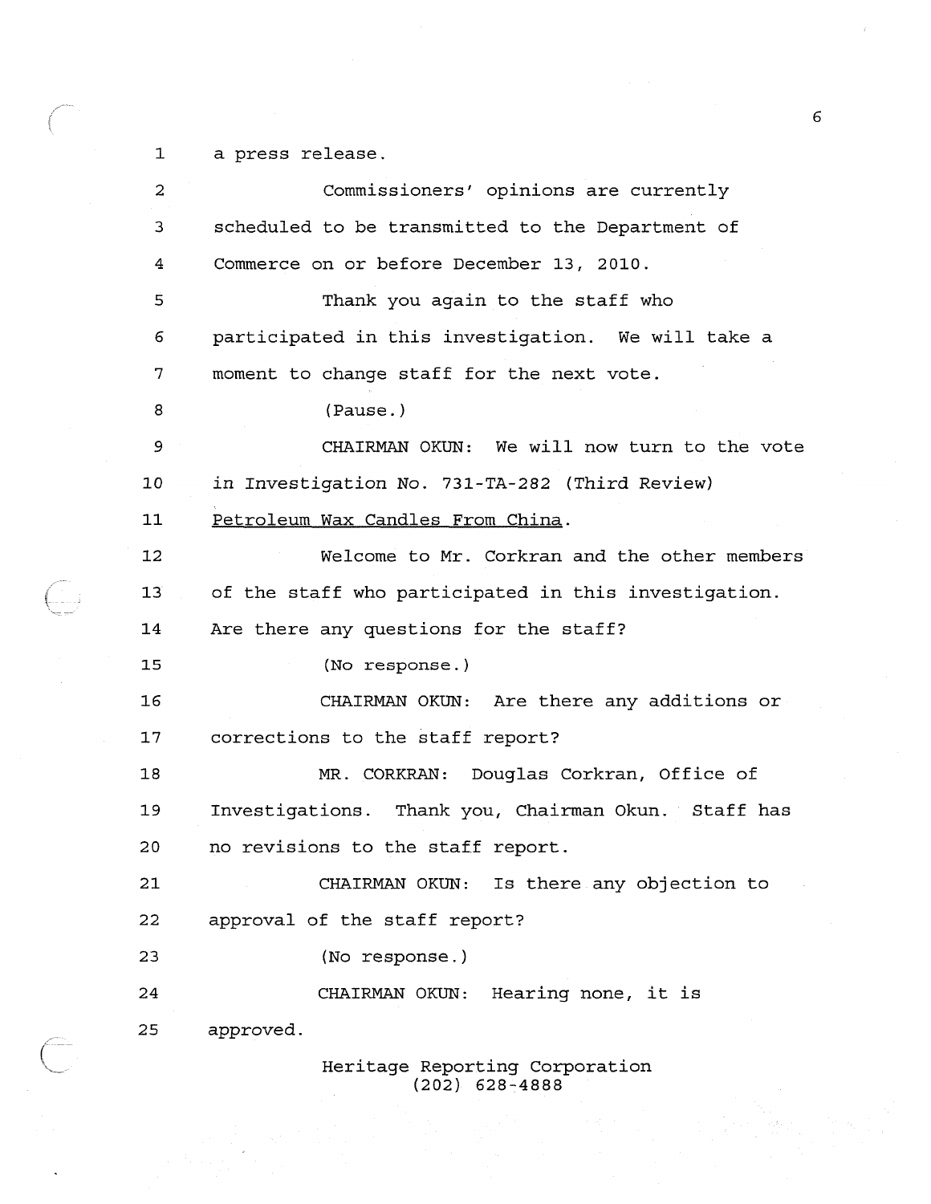a press release.

Commissioners' opinions are currently scheduled to be transmitted to the Department of Commerce on or before December 13, 2010.

Thank you again to the staff who participated in this investigation. We will take a moment to change staff for the next vote.

(Pause.)

CHAIRMAN OKUN: We will now turn to the vote in Investigation No. 731-TA-282 (Third Review) Petroleum Wax Candles From China.

Welcome to Mr. Corkran and the other members of the staff who participated in this investigation. Are there any questions for the staff?

(No response.)

CHAIRMAN OKUN: Are there any additions or corrections to the staff report?

MR. CORKRAN: Douglas Corkran, Office of Investigations. Thank you, Chairman Okun. Staff has no revisions to the staff report.

CHAIRMAN OKUN: Is there any objection to approval of the staff report?

(No response.)

CHAIRMAN OKUN: Hearing none, it is approved.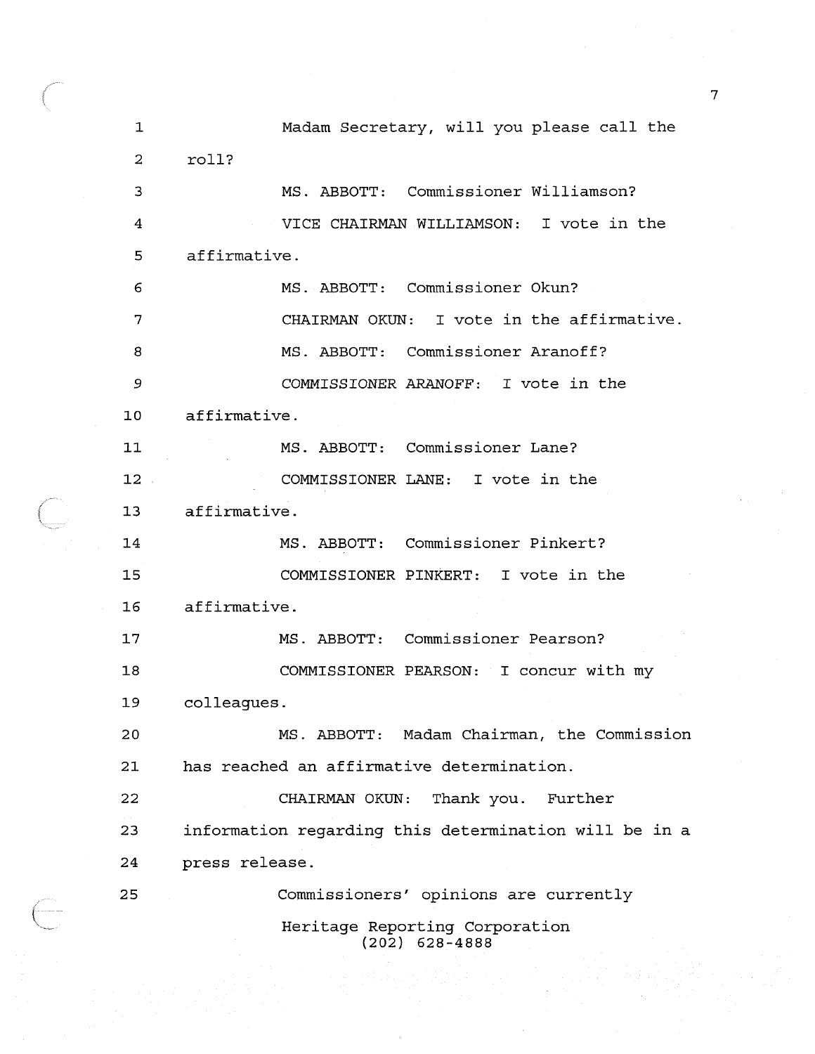Madam Secretary, will you please call the roll?

MS. ABBOTT: Commissioner Williamson?

VICE CHAIRMAN WILLIAMSON: I vote in the affirmative.

MS. ABBOTT: Commissioner Okun?

CHAIRMAN OKUN: I vote in the affirmative.

MS. ABBOTT: Commissioner Aranoff?

COMMISSIONER ARANOFF: I vote in the affirmative.

MS. ABBOTT: Commissioner Lane?

COMMISSIONER LANE: I vote in the affirmative.

MS. ABBOTT: Commissioner Pinkert?

COMMISSIONER PINKERT: I vote in the affirmative.

MS. ABBOTT: Commissioner Pearson?

COMMISSIONER PEARSON: I concur with my colleagues.

MS. ABBOTT: Madam Chairman, the Commission has reached an affirmative determination.

CHAIRMAN OKUN: Thank you. Further information regarding this determination will be in a press release.

Commissioners' opinions are currently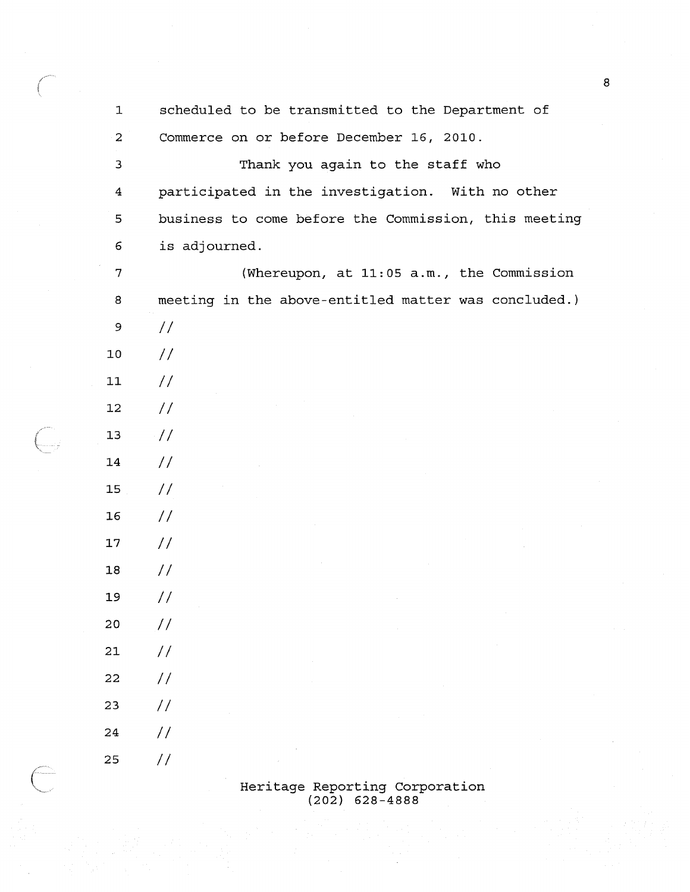scheduled to be transmitted to the Department of Commerce on or before December 16, 2010.

Thank you again to the staff who participated in the investigation. With no other business to come before the Commission, this meeting is adjourned.

(Whereupon, at 11:05 a.m., the Commission meeting in the above-entitled matter was concluded.)

//

//

//

//

//

//

//

//

//

//

//

//

//

//

//

//

//

Heritage Reporting Corporation
(202) 628-4888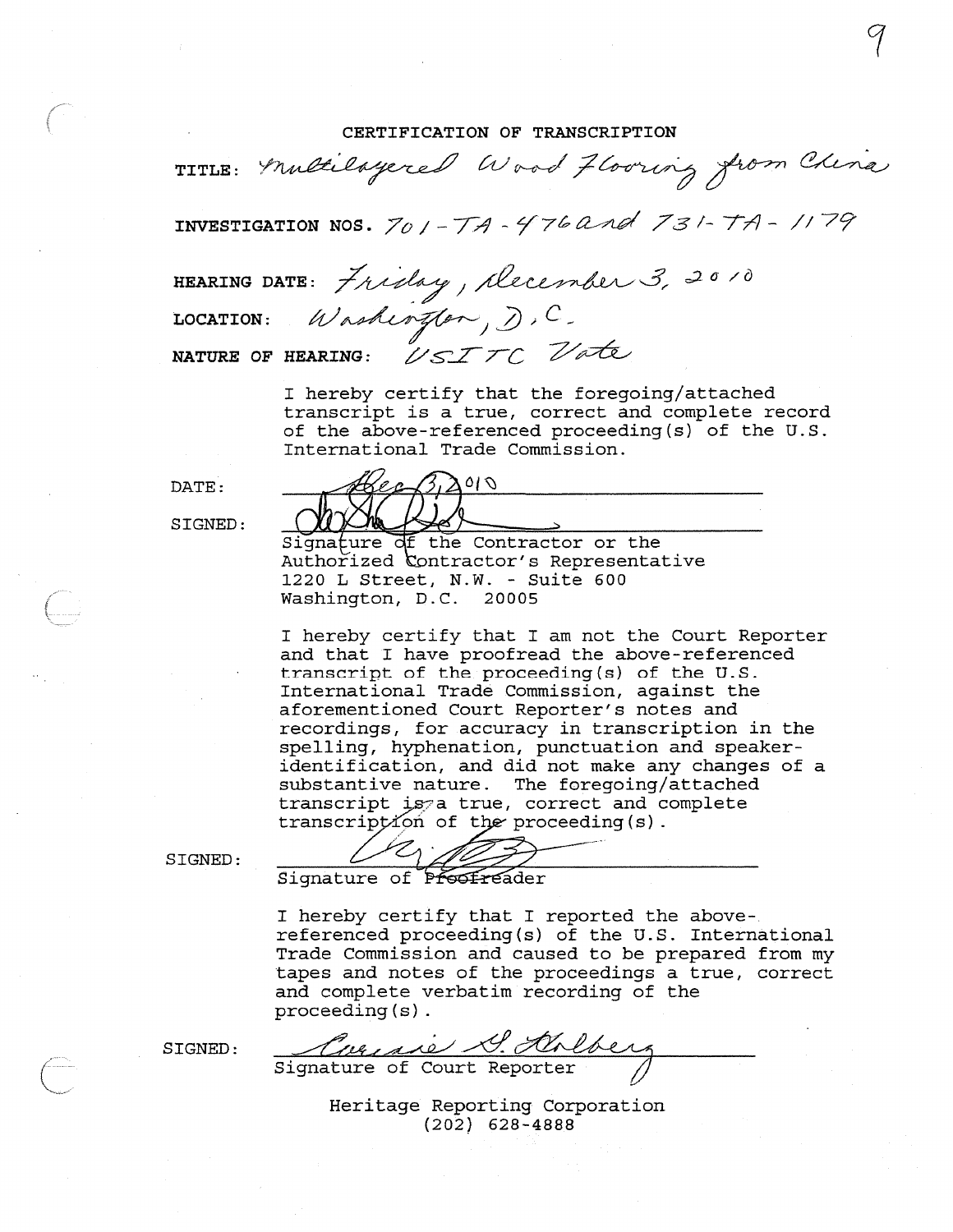# CERTIFICATION OF TRANSCRIPTION

**TITLE:** Multilayered Wood Flooring from China

**INVESTIGATION NOS.** 701-TA-476 and 731-TA-1179

**HEARING DATE:** Friday, December 3, 2010

**LOCATION:** Washington, D.C.

**NATURE OF HEARING:** USITC Vote

I hereby certify that the foregoing/attached transcript is a true, correct and complete record of the above-referenced proceeding(s) of the U.S. International Trade Commission.

DATE: Dec 3, 2010

SIGNED: ______________________________
Signature of the Contractor or the Authorized Contractor's Representative
1220 L Street, N.W. - Suite 600
Washington, D.C. 20005

I hereby certify that I am not the Court Reporter and that I have proofread the above-referenced transcript of the proceeding(s) of the U.S. International Trade Commission, against the aforementioned Court Reporter's notes and recordings, for accuracy in transcription in the spelling, hyphenation, punctuation and speaker-identification, and did not make any changes of a substantive nature. The foregoing/attached transcript is a true, correct and complete transcription of the proceeding(s).

SIGNED: ______________________________
Signature of Proofreader

I hereby certify that I reported the above-referenced proceeding(s) of the U.S. International Trade Commission and caused to be prepared from my tapes and notes of the proceedings a true, correct and complete verbatim recording of the proceeding(s).

SIGNED: Carlotte S. Kolberg
Signature of Court Reporter

Heritage Reporting Corporation
(202) 628-4888